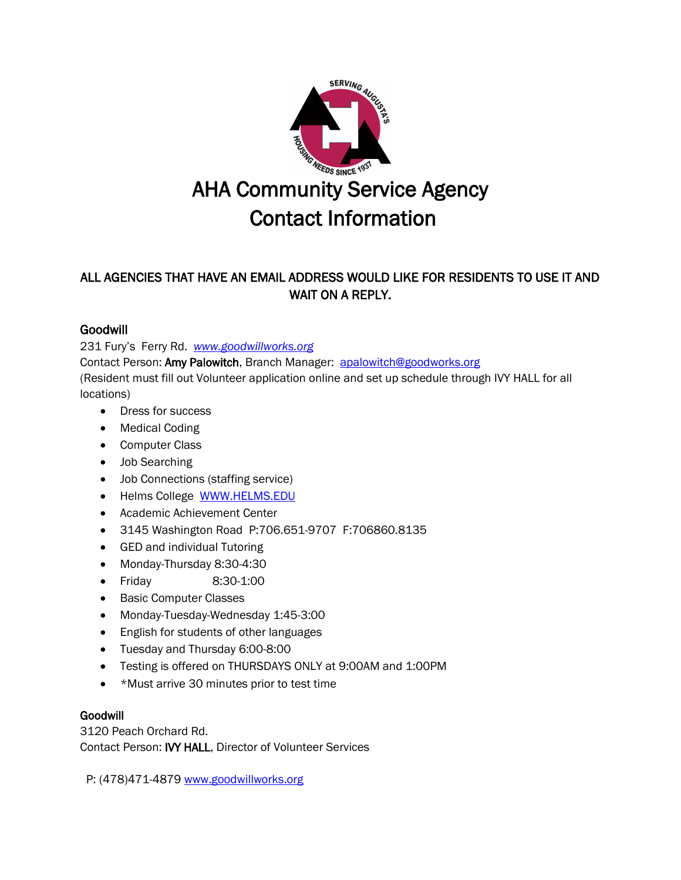# AHA Community Service Agency Contact Information

**ALL AGENCIES THAT HAVE AN EMAIL ADDRESS WOULD LIKE FOR RESIDENTS TO USE IT AND WAIT ON A REPLY.**

## Goodwill

231 Fury's Ferry Rd. *www.goodwillworks.org*
Contact Person: **Amy Palowitch**, Branch Manager: apalowitch@goodworks.org
(Resident must fill out Volunteer application online and set up schedule through IVY HALL for all locations)

- Dress for success
- Medical Coding
- Computer Class
- Job Searching
- Job Connections (staffing service)
- Helms College WWW.HELMS.EDU
- Academic Achievement Center
- 3145 Washington Road P:706.651-9707 F:706860.8135
- GED and individual Tutoring
- Monday-Thursday 8:30-4:30
- Friday 8:30-1:00
- Basic Computer Classes
- Monday-Tuesday-Wednesday 1:45-3:00
- English for students of other languages
- Tuesday and Thursday 6:00-8:00
- Testing is offered on THURSDAYS ONLY at 9:00AM and 1:00PM
- *Must arrive 30 minutes prior to test time

## Goodwill

3120 Peach Orchard Rd.
Contact Person: **IVY HALL**, Director of Volunteer Services

P: (478)471-4879 www.goodwillworks.org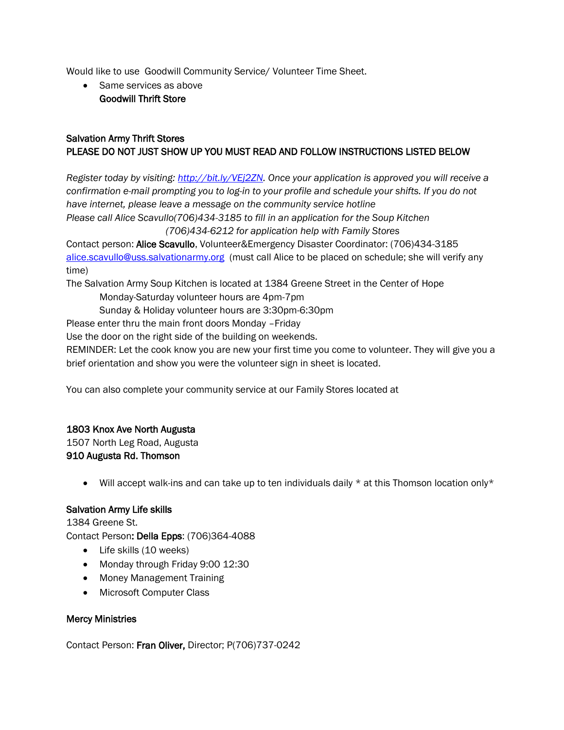Would like to use  Goodwill Community Service/ Volunteer Time Sheet.

- Same services as above
  **Goodwill Thrift Store**

**Salvation Army Thrift Stores**
**PLEASE DO NOT JUST SHOW UP YOU MUST READ AND FOLLOW INSTRUCTIONS LISTED BELOW**

*Register today by visiting: [http://bit.ly/VEj2ZN](http://bit.ly/VEj2ZN). Once your application is approved you will receive a confirmation e-mail prompting you to log-in to your profile and schedule your shifts. If you do not have internet, please leave a message on the community service hotline*
*Please call Alice Scavullo(706)434-3185 to fill in an application for the Soup Kitchen*
*(706)434-6212 for application help with Family Stores*

Contact person: **Alice Scavullo**, Volunteer&Emergency Disaster Coordinator: (706)434-3185
[alice.scavullo@uss.salvationarmy.org](mailto:alice.scavullo@uss.salvationarmy.org) (must call Alice to be placed on schedule; she will verify any time)

The Salvation Army Soup Kitchen is located at 1384 Greene Street in the Center of Hope

Monday-Saturday volunteer hours are 4pm-7pm
Sunday & Holiday volunteer hours are 3:30pm-6:30pm

Please enter thru the main front doors Monday –Friday
Use the door on the right side of the building on weekends.
REMINDER: Let the cook know you are new your first time you come to volunteer. They will give you a brief orientation and show you were the volunteer sign in sheet is located.

You can also complete your community service at our Family Stores located at

**1803 Knox Ave North Augusta**
1507 North Leg Road, Augusta
**910 Augusta Rd. Thomson**

- Will accept walk-ins and can take up to ten individuals daily * at this Thomson location only*

**Salvation Army Life skills**
1384 Greene St.
Contact Person**: Della Epps**: (706)364-4088

- Life skills (10 weeks)
- Monday through Friday 9:00 12:30
- Money Management Training
- Microsoft Computer Class

**Mercy Ministries**

Contact Person: **Fran Oliver,** Director; P(706)737-0242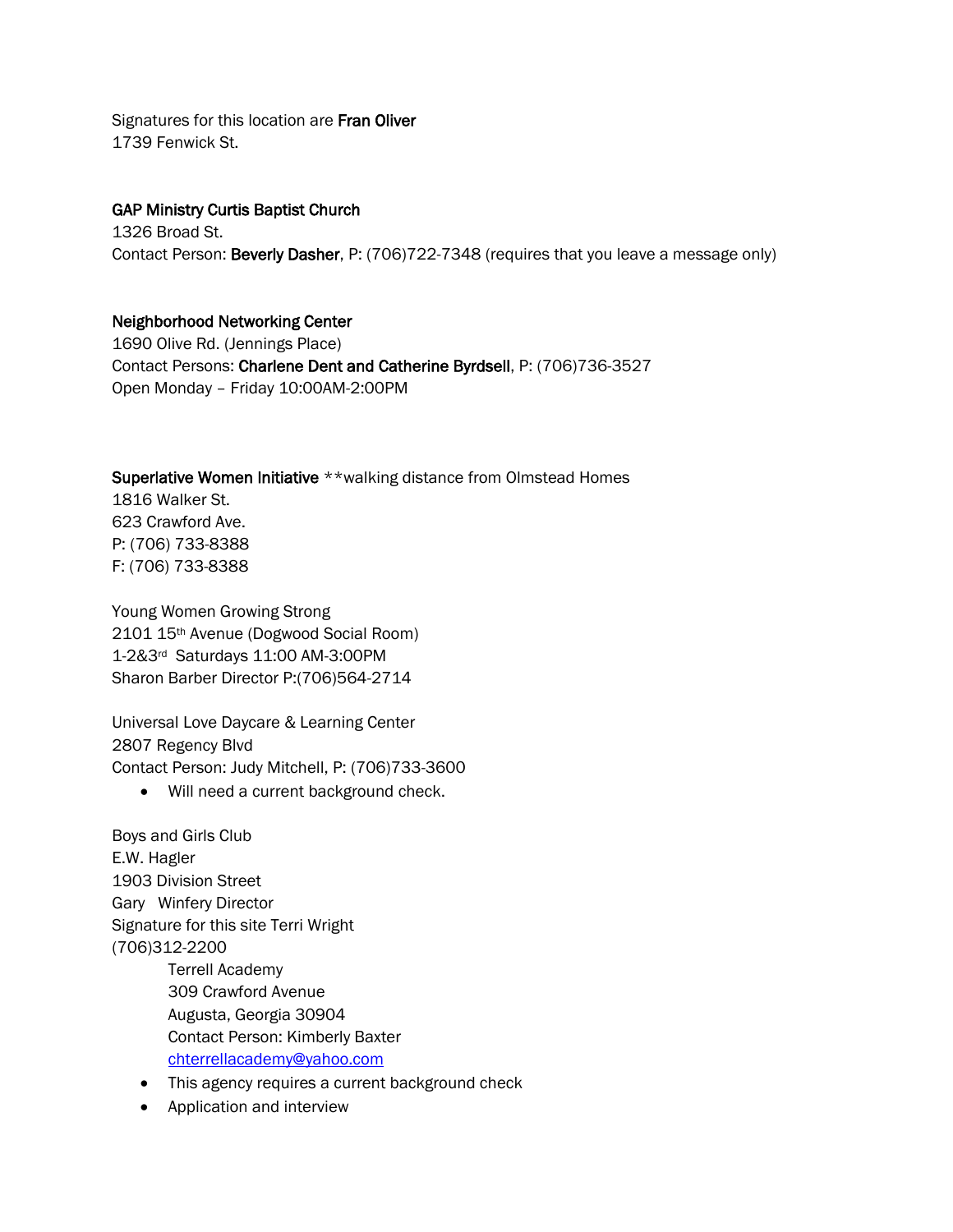Signatures for this location are **Fran Oliver**
1739 Fenwick St.

**GAP Ministry Curtis Baptist Church**
1326 Broad St.
Contact Person: **Beverly Dasher**, P: (706)722-7348 (requires that you leave a message only)

**Neighborhood Networking Center**
1690 Olive Rd. (Jennings Place)
Contact Persons: **Charlene Dent and Catherine Byrdsell**, P: (706)736-3527
Open Monday – Friday 10:00AM-2:00PM

**Superlative Women Initiative** **walking distance from Olmstead Homes
1816 Walker St.
623 Crawford Ave.
P: (706) 733-8388
F: (706) 733-8388

Young Women Growing Strong
2101 15th Avenue (Dogwood Social Room)
1-2&3rd Saturdays 11:00 AM-3:00PM
Sharon Barber Director P:(706)564-2714

Universal Love Daycare & Learning Center
2807 Regency Blvd
Contact Person: Judy Mitchell, P: (706)733-3600

- Will need a current background check.

Boys and Girls Club
E.W. Hagler
1903 Division Street
Gary Winfery Director
Signature for this site Terri Wright
(706)312-2200

Terrell Academy
309 Crawford Avenue
Augusta, Georgia 30904
Contact Person: Kimberly Baxter
chterrellacademy@yahoo.com

- This agency requires a current background check
- Application and interview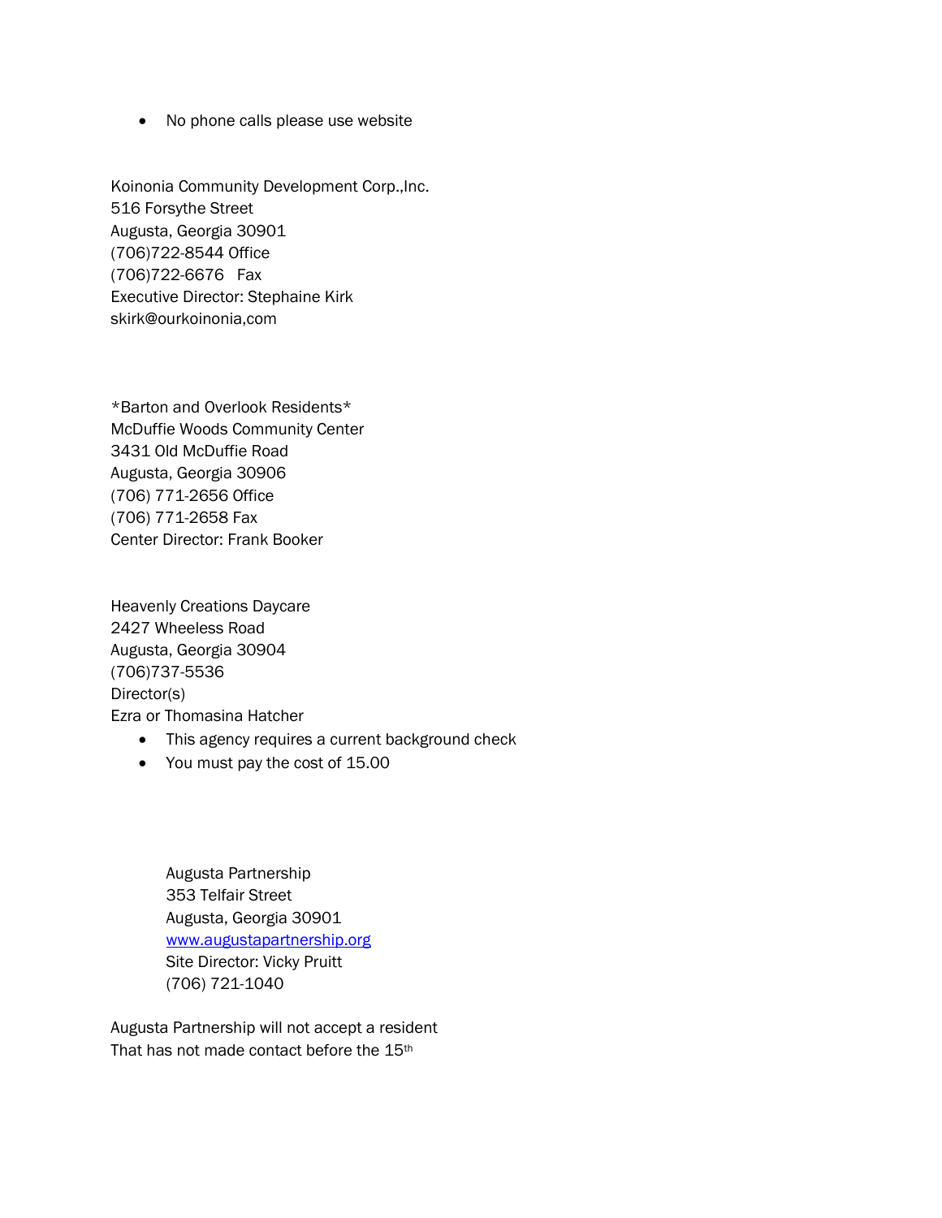- No phone calls please use website

Koinonia Community Development Corp.,Inc.
516 Forsythe Street
Augusta, Georgia 30901
(706)722-8544 Office
(706)722-6676   Fax
Executive Director: Stephaine Kirk
skirk@ourkoinonia,com

*Barton and Overlook Residents*
McDuffie Woods Community Center
3431 Old McDuffie Road
Augusta, Georgia 30906
(706) 771-2656 Office
(706) 771-2658 Fax
Center Director: Frank Booker

Heavenly Creations Daycare
2427 Wheeless Road
Augusta, Georgia 30904
(706)737-5536
Director(s)
Ezra or Thomasina Hatcher

- This agency requires a current background check
- You must pay the cost of 15.00

Augusta Partnership
353 Telfair Street
Augusta, Georgia 30901
[www.augustapartnership.org](http://www.augustapartnership.org)
Site Director: Vicky Pruitt
(706) 721-1040

Augusta Partnership will not accept a resident
That has not made contact before the 15th